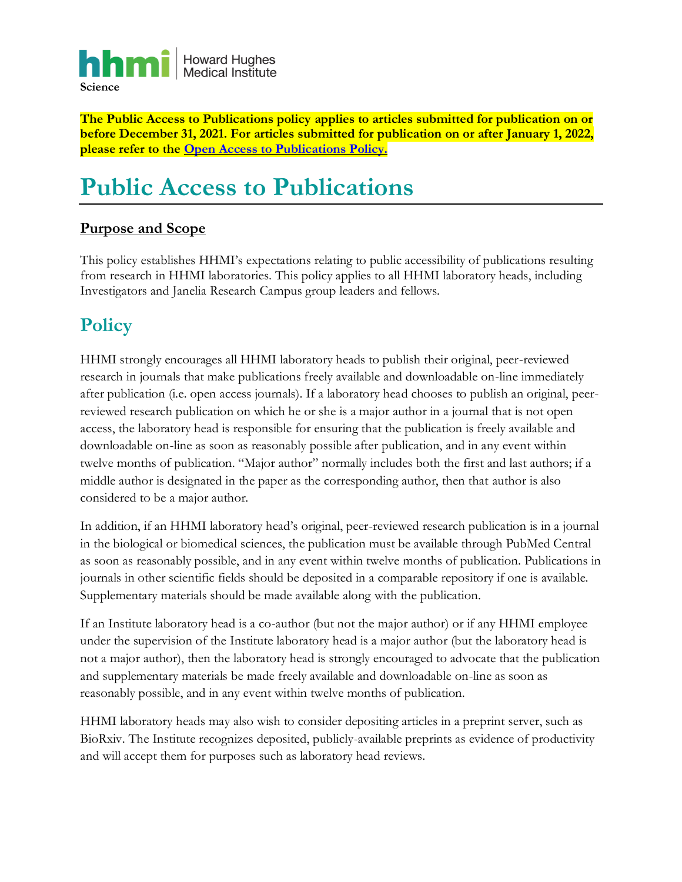**Science**

**The Public Access to Publications policy applies to articles submitted for publication on or before December 31, 2021. For articles submitted for publication on or after January 1, 2022, please refer to the Open Access to Publications Policy.**

# Public Access to Publications

## Purpose and Scope

This policy establishes HHMI's expectations relating to public accessibility of publications resulting from research in HHMI laboratories. This policy applies to all HHMI laboratory heads, including Investigators and Janelia Research Campus group leaders and fellows.

## Policy

HHMI strongly encourages all HHMI laboratory heads to publish their original, peer-reviewed research in journals that make publications freely available and downloadable on-line immediately after publication (i.e. open access journals). If a laboratory head chooses to publish an original, peer-reviewed research publication on which he or she is a major author in a journal that is not open access, the laboratory head is responsible for ensuring that the publication is freely available and downloadable on-line as soon as reasonably possible after publication, and in any event within twelve months of publication. "Major author" normally includes both the first and last authors; if a middle author is designated in the paper as the corresponding author, then that author is also considered to be a major author.

In addition, if an HHMI laboratory head's original, peer-reviewed research publication is in a journal in the biological or biomedical sciences, the publication must be available through PubMed Central as soon as reasonably possible, and in any event within twelve months of publication. Publications in journals in other scientific fields should be deposited in a comparable repository if one is available. Supplementary materials should be made available along with the publication.

If an Institute laboratory head is a co-author (but not the major author) or if any HHMI employee under the supervision of the Institute laboratory head is a major author (but the laboratory head is not a major author), then the laboratory head is strongly encouraged to advocate that the publication and supplementary materials be made freely available and downloadable on-line as soon as reasonably possible, and in any event within twelve months of publication.

HHMI laboratory heads may also wish to consider depositing articles in a preprint server, such as BioRxiv. The Institute recognizes deposited, publicly-available preprints as evidence of productivity and will accept them for purposes such as laboratory head reviews.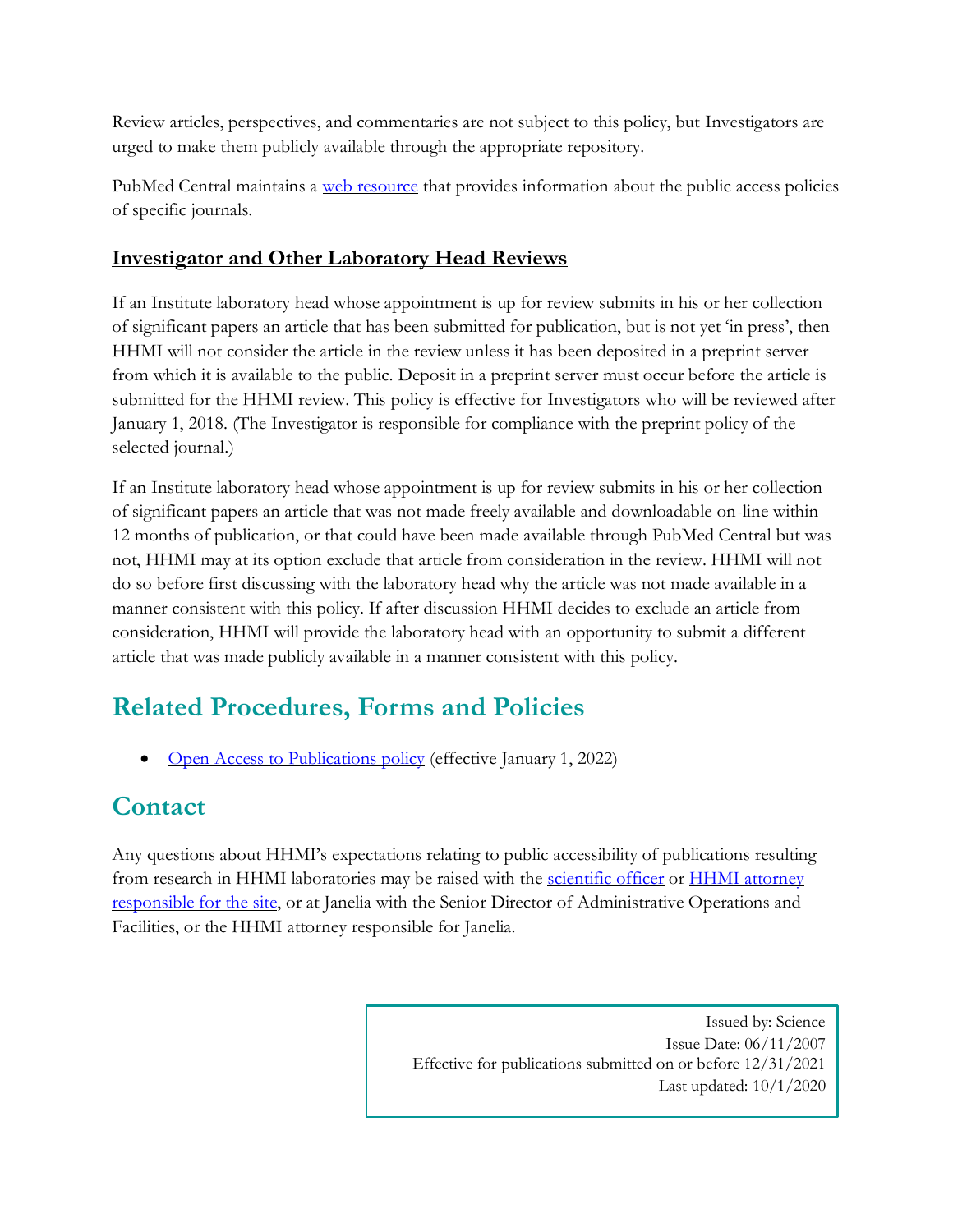Review articles, perspectives, and commentaries are not subject to this policy, but Investigators are urged to make them publicly available through the appropriate repository.

PubMed Central maintains a web resource that provides information about the public access policies of specific journals.

### Investigator and Other Laboratory Head Reviews

If an Institute laboratory head whose appointment is up for review submits in his or her collection of significant papers an article that has been submitted for publication, but is not yet 'in press', then HHMI will not consider the article in the review unless it has been deposited in a preprint server from which it is available to the public. Deposit in a preprint server must occur before the article is submitted for the HHMI review. This policy is effective for Investigators who will be reviewed after January 1, 2018. (The Investigator is responsible for compliance with the preprint policy of the selected journal.)

If an Institute laboratory head whose appointment is up for review submits in his or her collection of significant papers an article that was not made freely available and downloadable on-line within 12 months of publication, or that could have been made available through PubMed Central but was not, HHMI may at its option exclude that article from consideration in the review. HHMI will not do so before first discussing with the laboratory head why the article was not made available in a manner consistent with this policy. If after discussion HHMI decides to exclude an article from consideration, HHMI will provide the laboratory head with an opportunity to submit a different article that was made publicly available in a manner consistent with this policy.

## Related Procedures, Forms and Policies

- Open Access to Publications policy (effective January 1, 2022)

## Contact

Any questions about HHMI's expectations relating to public accessibility of publications resulting from research in HHMI laboratories may be raised with the scientific officer or HHMI attorney responsible for the site, or at Janelia with the Senior Director of Administrative Operations and Facilities, or the HHMI attorney responsible for Janelia.

Issued by: Science
Issue Date: 06/11/2007
Effective for publications submitted on or before 12/31/2021
Last updated: 10/1/2020